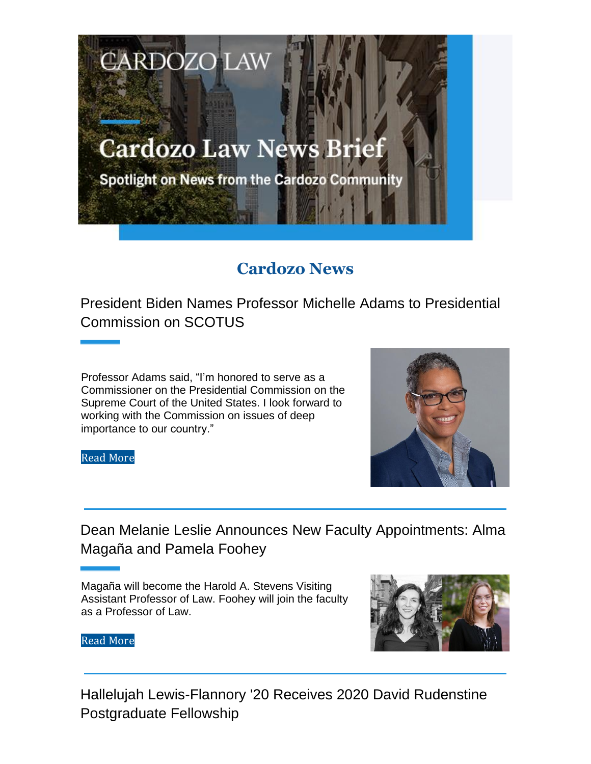CARDOZO LAW

# Cardozo Law News Brief

Spotlight on News from the Cardozo Community

## Cardozo News

### President Biden Names Professor Michelle Adams to Presidential Commission on SCOTUS

Professor Adams said, "I'm honored to serve as a Commissioner on the Presidential Commission on the Supreme Court of the United States. I look forward to working with the Commission on issues of deep importance to our country."

Read More

### Dean Melanie Leslie Announces New Faculty Appointments: Alma Magaña and Pamela Foohey

Magaña will become the Harold A. Stevens Visiting Assistant Professor of Law. Foohey will join the faculty as a Professor of Law.

Read More

### Hallelujah Lewis-Flannory '20 Receives 2020 David Rudenstine Postgraduate Fellowship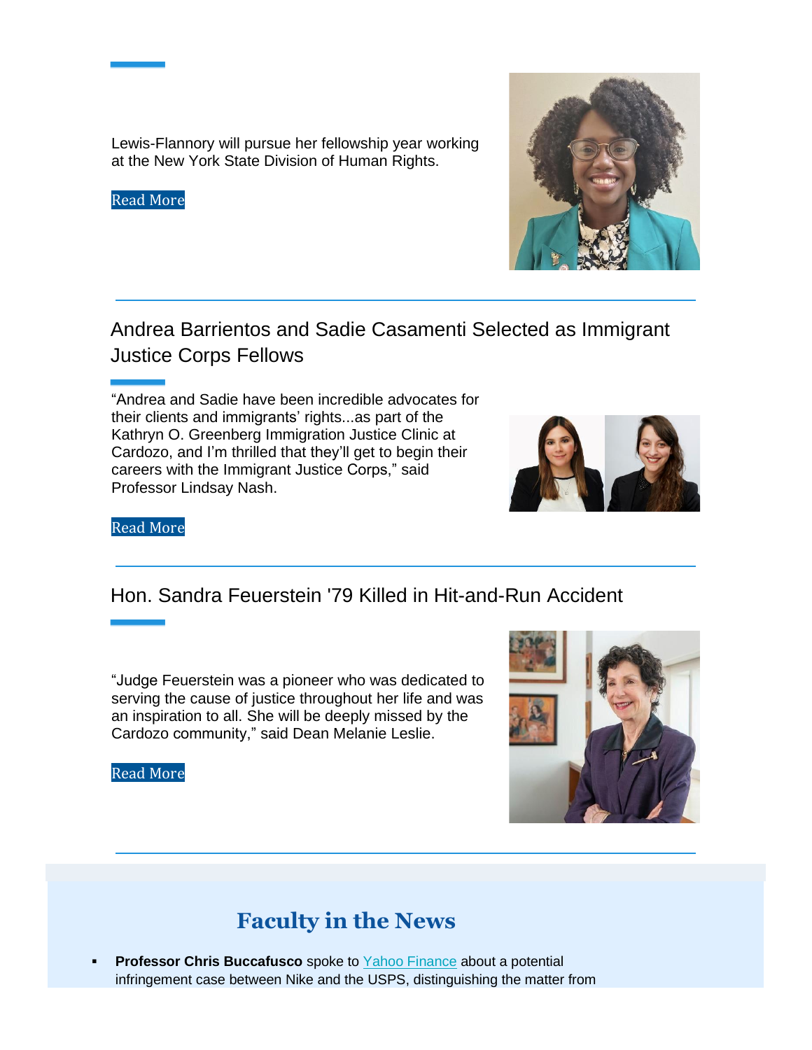Lewis-Flannory will pursue her fellowship year working at the New York State Division of Human Rights.

Read More

## Andrea Barrientos and Sadie Casamenti Selected as Immigrant Justice Corps Fellows

“Andrea and Sadie have been incredible advocates for their clients and immigrants’ rights...as part of the Kathryn O. Greenberg Immigration Justice Clinic at Cardozo, and I’m thrilled that they’ll get to begin their careers with the Immigrant Justice Corps,” said Professor Lindsay Nash.

Read More

## Hon. Sandra Feuerstein '79 Killed in Hit-and-Run Accident

“Judge Feuerstein was a pioneer who was dedicated to serving the cause of justice throughout her life and was an inspiration to all. She will be deeply missed by the Cardozo community,” said Dean Melanie Leslie.

Read More

## Faculty in the News

- **Professor Chris Buccafusco** spoke to Yahoo Finance about a potential infringement case between Nike and the USPS, distinguishing the matter from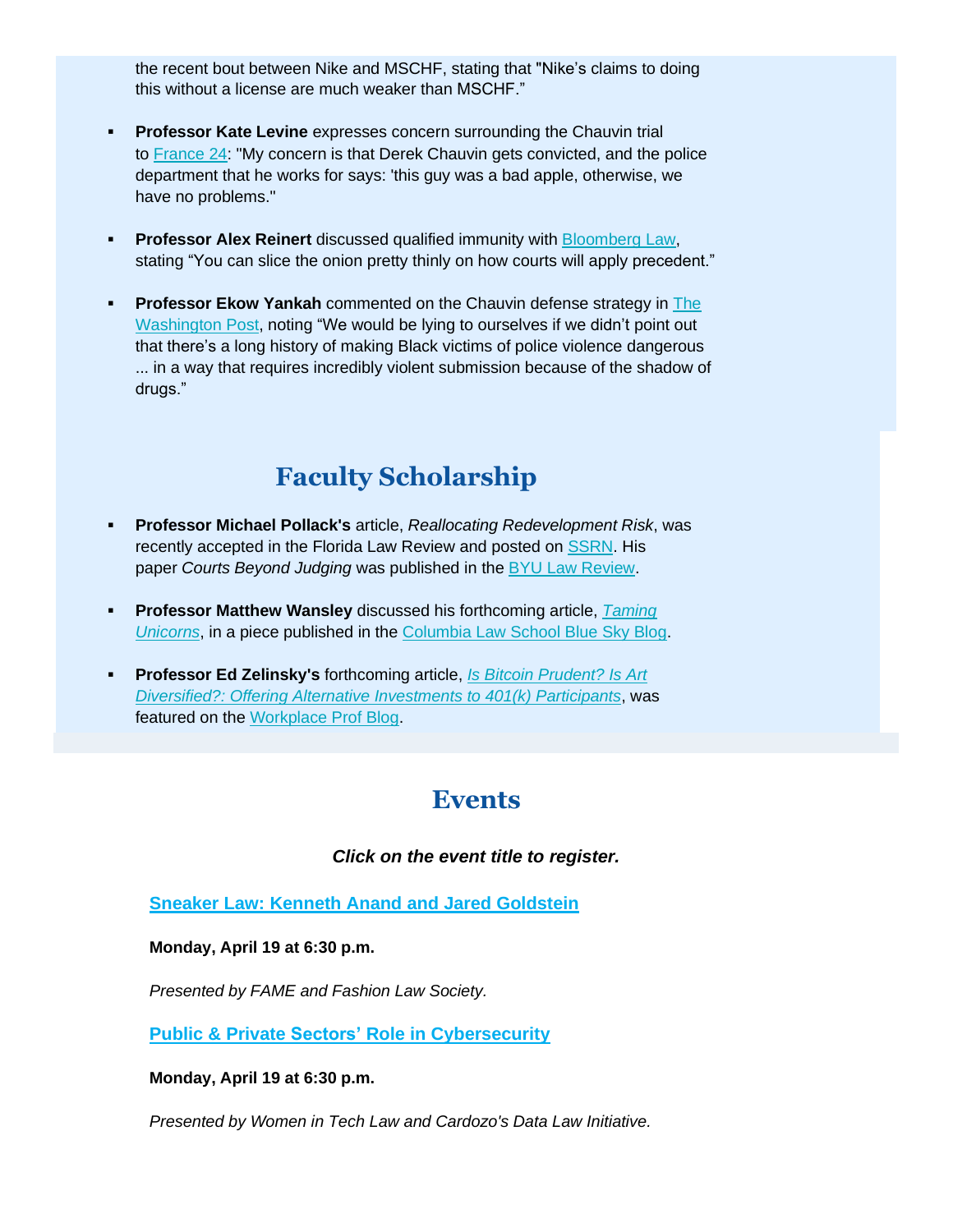the recent bout between Nike and MSCHF, stating that "Nike's claims to doing this without a license are much weaker than MSCHF."

- **Professor Kate Levine** expresses concern surrounding the Chauvin trial to France 24: "My concern is that Derek Chauvin gets convicted, and the police department that he works for says: 'this guy was a bad apple, otherwise, we have no problems."

- **Professor Alex Reinert** discussed qualified immunity with Bloomberg Law, stating "You can slice the onion pretty thinly on how courts will apply precedent."

- **Professor Ekow Yankah** commented on the Chauvin defense strategy in The Washington Post, noting "We would be lying to ourselves if we didn't point out that there's a long history of making Black victims of police violence dangerous ... in a way that requires incredibly violent submission because of the shadow of drugs."

## Faculty Scholarship

- **Professor Michael Pollack's** article, *Reallocating Redevelopment Risk*, was recently accepted in the Florida Law Review and posted on SSRN. His paper *Courts Beyond Judging* was published in the BYU Law Review.

- **Professor Matthew Wansley** discussed his forthcoming article, *Taming Unicorns*, in a piece published in the Columbia Law School Blue Sky Blog.

- **Professor Ed Zelinsky's** forthcoming article, *Is Bitcoin Prudent? Is Art Diversified?: Offering Alternative Investments to 401(k) Participants*, was featured on the Workplace Prof Blog.

## Events

***Click on the event title to register.***

**Sneaker Law: Kenneth Anand and Jared Goldstein**

**Monday, April 19 at 6:30 p.m.**

*Presented by FAME and Fashion Law Society.*

**Public & Private Sectors' Role in Cybersecurity**

**Monday, April 19 at 6:30 p.m.**

*Presented by Women in Tech Law and Cardozo's Data Law Initiative.*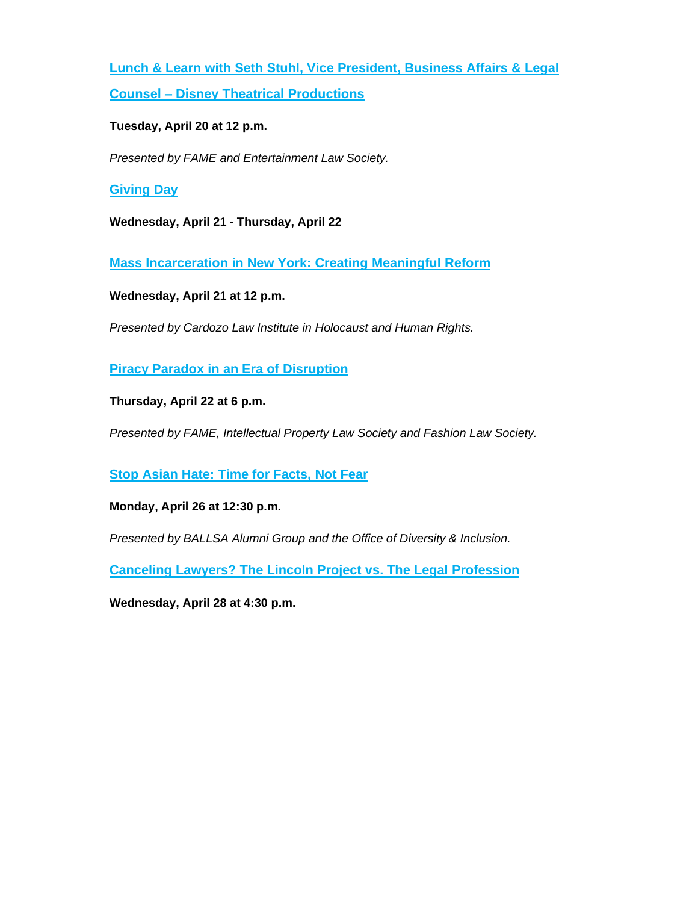**Lunch & Learn with Seth Stuhl, Vice President, Business Affairs & Legal Counsel – Disney Theatrical Productions**

**Tuesday, April 20 at 12 p.m.**

*Presented by FAME and Entertainment Law Society.*

**Giving Day**

**Wednesday, April 21 - Thursday, April 22**

**Mass Incarceration in New York: Creating Meaningful Reform**

**Wednesday, April 21 at 12 p.m.**

*Presented by Cardozo Law Institute in Holocaust and Human Rights.*

**Piracy Paradox in an Era of Disruption**

**Thursday, April 22 at 6 p.m.**

*Presented by FAME, Intellectual Property Law Society and Fashion Law Society.*

**Stop Asian Hate: Time for Facts, Not Fear**

**Monday, April 26 at 12:30 p.m.**

*Presented by BALLSA Alumni Group and the Office of Diversity & Inclusion.*

**Canceling Lawyers? The Lincoln Project vs. The Legal Profession**

**Wednesday, April 28 at 4:30 p.m.**